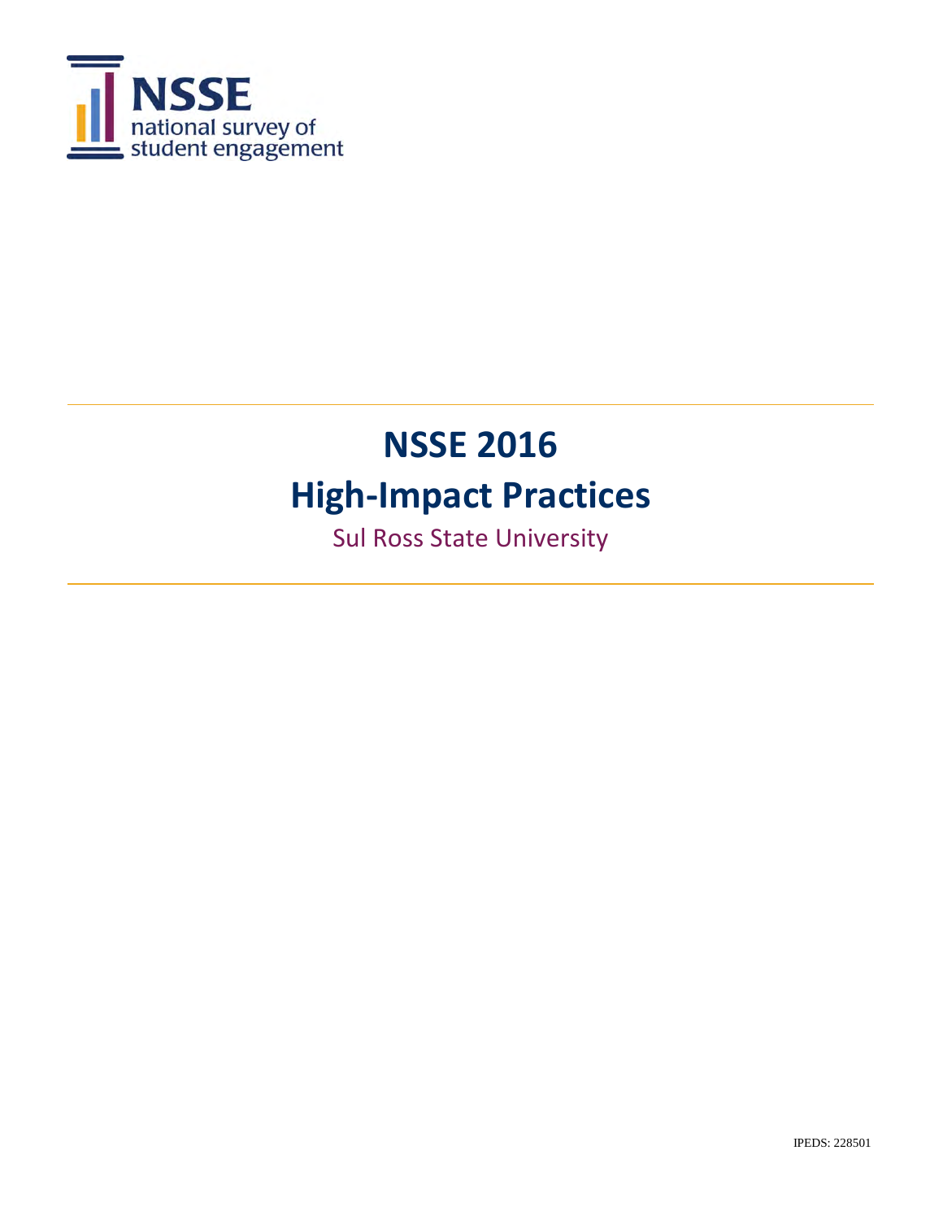NSSE
national survey of
student engagement

# NSSE 2016

# High-Impact Practices

Sul Ross State University

IPEDS: 228501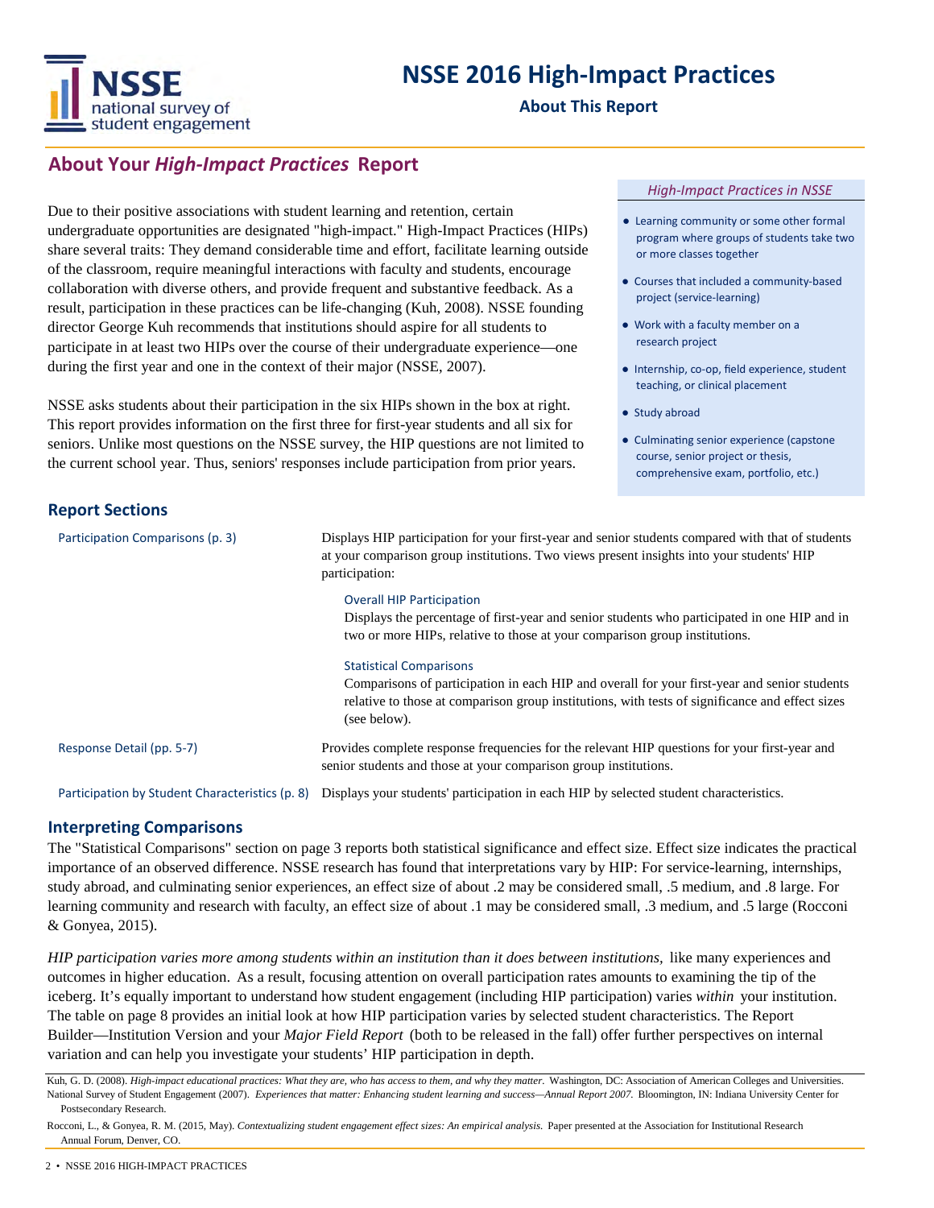# NSSE 2016 High-Impact Practices

**About This Report**

## About Your *High-Impact Practices* Report

Due to their positive associations with student learning and retention, certain undergraduate opportunities are designated "high-impact." High-Impact Practices (HIPs) share several traits: They demand considerable time and effort, facilitate learning outside of the classroom, require meaningful interactions with faculty and students, encourage collaboration with diverse others, and provide frequent and substantive feedback. As a result, participation in these practices can be life-changing (Kuh, 2008). NSSE founding director George Kuh recommends that institutions should aspire for all students to participate in at least two HIPs over the course of their undergraduate experience—one during the first year and one in the context of their major (NSSE, 2007).

NSSE asks students about their participation in the six HIPs shown in the box at right. This report provides information on the first three for first-year students and all six for seniors. Unlike most questions on the NSSE survey, the HIP questions are not limited to the current school year. Thus, seniors' responses include participation from prior years.

*High-Impact Practices in NSSE*

- Learning community or some other formal program where groups of students take two or more classes together
- Courses that included a community-based project (service-learning)
- Work with a faculty member on a research project
- Internship, co-op, field experience, student teaching, or clinical placement
- Study abroad
- Culminating senior experience (capstone course, senior project or thesis, comprehensive exam, portfolio, etc.)

### Report Sections

**Participation Comparisons (p. 3)**
Displays HIP participation for your first-year and senior students compared with that of students at your comparison group institutions. Two views present insights into your students' HIP participation:

- **Overall HIP Participation**
  Displays the percentage of first-year and senior students who participated in one HIP and in two or more HIPs, relative to those at your comparison group institutions.

- **Statistical Comparisons**
  Comparisons of participation in each HIP and overall for your first-year and senior students relative to those at comparison group institutions, with tests of significance and effect sizes (see below).

**Response Detail (pp. 5-7)**
Provides complete response frequencies for the relevant HIP questions for your first-year and senior students and those at your comparison group institutions.

**Participation by Student Characteristics (p. 8)**
Displays your students' participation in each HIP by selected student characteristics.

### Interpreting Comparisons

The "Statistical Comparisons" section on page 3 reports both statistical significance and effect size. Effect size indicates the practical importance of an observed difference. NSSE research has found that interpretations vary by HIP: For service-learning, internships, study abroad, and culminating senior experiences, an effect size of about .2 may be considered small, .5 medium, and .8 large. For learning community and research with faculty, an effect size of about .1 may be considered small, .3 medium, and .5 large (Rocconi & Gonyea, 2015).

*HIP participation varies more among students within an institution than it does between institutions,* like many experiences and outcomes in higher education. As a result, focusing attention on overall participation rates amounts to examining the tip of the iceberg. It's equally important to understand how student engagement (including HIP participation) varies *within* your institution. The table on page 8 provides an initial look at how HIP participation varies by selected student characteristics. The Report Builder—Institution Version and your *Major Field Report* (both to be released in the fall) offer further perspectives on internal variation and can help you investigate your students' HIP participation in depth.

Kuh, G. D. (2008). *High-impact educational practices: What they are, who has access to them, and why they matter.* Washington, DC: Association of American Colleges and Universities.

National Survey of Student Engagement (2007). *Experiences that matter: Enhancing student learning and success—Annual Report 2007.* Bloomington, IN: Indiana University Center for Postsecondary Research.

Rocconi, L., & Gonyea, R. M. (2015, May). *Contextualizing student engagement effect sizes: An empirical analysis.* Paper presented at the Association for Institutional Research Annual Forum, Denver, CO.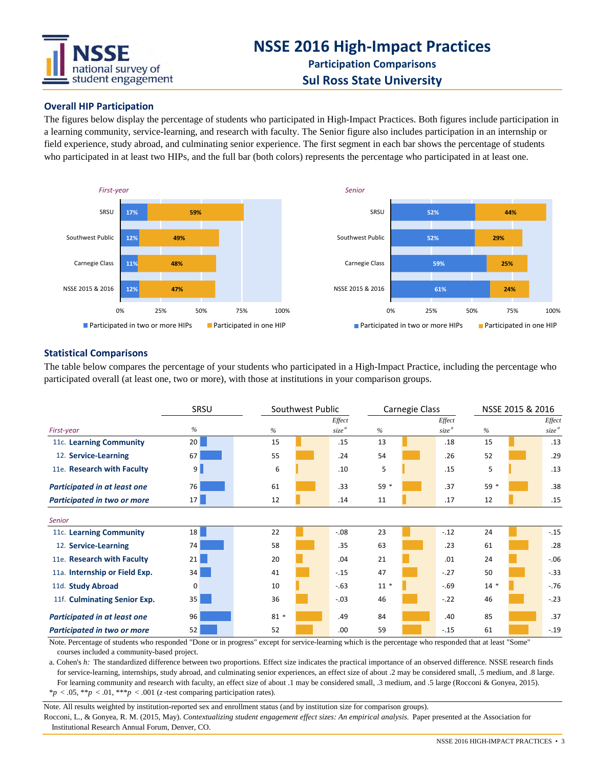# NSSE 2016 High-Impact Practices

## Participation Comparisons

## Sul Ross State University

### Overall HIP Participation

The figures below display the percentage of students who participated in High-Impact Practices. Both figures include participation in a learning community, service-learning, and research with faculty. The Senior figure also includes participation in an internship or field experience, study abroad, and culminating senior experience. The first segment in each bar shows the percentage of students who participated in at least two HIPs, and the full bar (both colors) represents the percentage who participated in at least one.

*First-year*

| | Participated in two or more HIPs | Participated in one HIP |
|---|---|---|
| SRSU | 17% | 59% |
| Southwest Public | 12% | 49% |
| Carnegie Class | 11% | 48% |
| NSSE 2015 & 2016 | 12% | 47% |

*Senior*

| | Participated in two or more HIPs | Participated in one HIP |
|---|---|---|
| SRSU | 52% | 44% |
| Southwest Public | 52% | 29% |
| Carnegie Class | 59% | 25% |
| NSSE 2015 & 2016 | 61% | 24% |

### Statistical Comparisons

The table below compares the percentage of your students who participated in a High-Impact Practice, including the percentage who participated overall (at least one, two or more), with those at institutions in your comparison groups.

| | SRSU | Southwest Public | | Carnegie Class | | NSSE 2015 & 2016 | |
|---|---|---|---|---|---|---|---|
| *First-year* | % | % | Effect size[a] | % | Effect size[a] | % | Effect size[a] |
| 11c. **Learning Community** | 20 | 15 | .15 | 13 | .18 | 15 | .13 |
| 12. **Service-Learning** | 67 | 55 | .24 | 54 | .26 | 52 | .29 |
| 11e. **Research with Faculty** | 9 | 6 | .10 | 5 | .15 | 5 | .13 |
| ***Participated in at least one*** | 76 | 61 | .33 | 59 * | .37 | 59 * | .38 |
| ***Participated in two or more*** | 17 | 12 | .14 | 11 | .17 | 12 | .15 |
| *Senior* | | | | | | | |
| 11c. **Learning Community** | 18 | 22 | -.08 | 23 | -.12 | 24 | -.15 |
| 12. **Service-Learning** | 74 | 58 | .35 | 63 | .23 | 61 | .28 |
| 11e. **Research with Faculty** | 21 | 20 | .04 | 21 | .01 | 24 | -.06 |
| 11a. **Internship or Field Exp.** | 34 | 41 | -.15 | 47 | -.27 | 50 | -.33 |
| 11d. **Study Abroad** | 0 | 10 | -.63 | 11 * | -.69 | 14 * | -.76 |
| 11f. **Culminating Senior Exp.** | 35 | 36 | -.03 | 46 | -.22 | 46 | -.23 |
| ***Participated in at least one*** | 96 | 81 * | .49 | 84 | .40 | 85 | .37 |
| ***Participated in two or more*** | 52 | 52 | .00 | 59 | -.15 | 61 | -.19 |

Note. Percentage of students who responded "Done or in progress" except for service-learning which is the percentage who responded that at least "Some" courses included a community-based project.

a. Cohen's *h:* The standardized difference between two proportions. Effect size indicates the practical importance of an observed difference. NSSE research finds for service-learning, internships, study abroad, and culminating senior experiences, an effect size of about .2 may be considered small, .5 medium, and .8 large. For learning community and research with faculty, an effect size of about .1 may be considered small, .3 medium, and .5 large (Rocconi & Gonyea, 2015).

$^{*}p < .05$, $^{**}p < .01$, $^{***}p < .001$ (*z*-test comparing participation rates).

Note. All results weighted by institution-reported sex and enrollment status (and by institution size for comparison groups).

Rocconi, L., & Gonyea, R. M. (2015, May). *Contextualizing student engagement effect sizes: An empirical analysis.* Paper presented at the Association for Institutional Research Annual Forum, Denver, CO.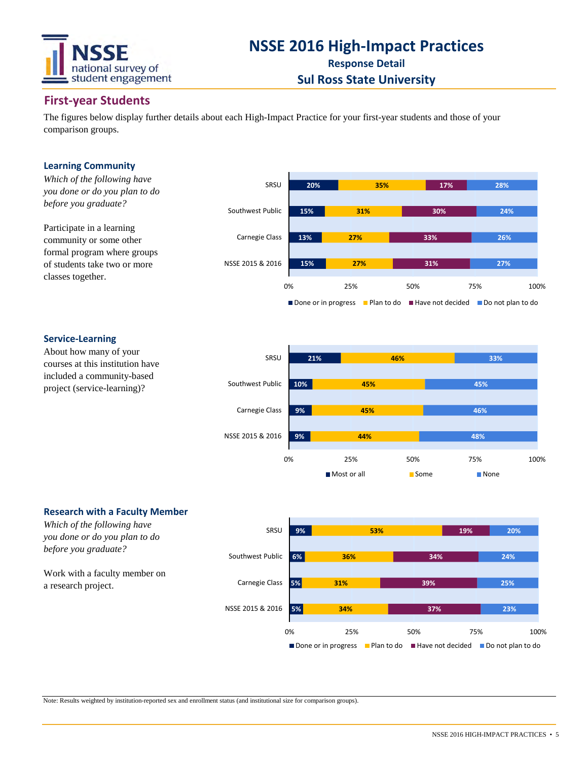# NSSE 2016 High-Impact Practices

**Response Detail**

**Sul Ross State University**

## First-year Students

The figures below display further details about each High-Impact Practice for your first-year students and those of your comparison groups.

### Learning Community

*Which of the following have you done or do you plan to do before you graduate?*

Participate in a learning community or some other formal program where groups of students take two or more classes together.

| | Done or in progress | Plan to do | Have not decided | Do not plan to do |
|---|---|---|---|---|
| SRSU | 20% | 35% | 17% | 28% |
| Southwest Public | 15% | 31% | 30% | 24% |
| Carnegie Class | 13% | 27% | 33% | 26% |
| NSSE 2015 & 2016 | 15% | 27% | 31% | 27% |

### Service-Learning

About how many of your courses at this institution have included a community-based project (service-learning)?

| | Most or all | Some | None |
|---|---|---|---|
| SRSU | 21% | 46% | 33% |
| Southwest Public | 10% | 45% | 45% |
| Carnegie Class | 9% | 45% | 46% |
| NSSE 2015 & 2016 | 9% | 44% | 48% |

### Research with a Faculty Member

*Which of the following have you done or do you plan to do before you graduate?*

Work with a faculty member on a research project.

| | Done or in progress | Plan to do | Have not decided | Do not plan to do |
|---|---|---|---|---|
| SRSU | 9% | 53% | 19% | 20% |
| Southwest Public | 6% | 36% | 34% | 24% |
| Carnegie Class | 5% | 31% | 39% | 25% |
| NSSE 2015 & 2016 | 5% | 34% | 37% | 23% |

Note: Results weighted by institution-reported sex and enrollment status (and institutional size for comparison groups).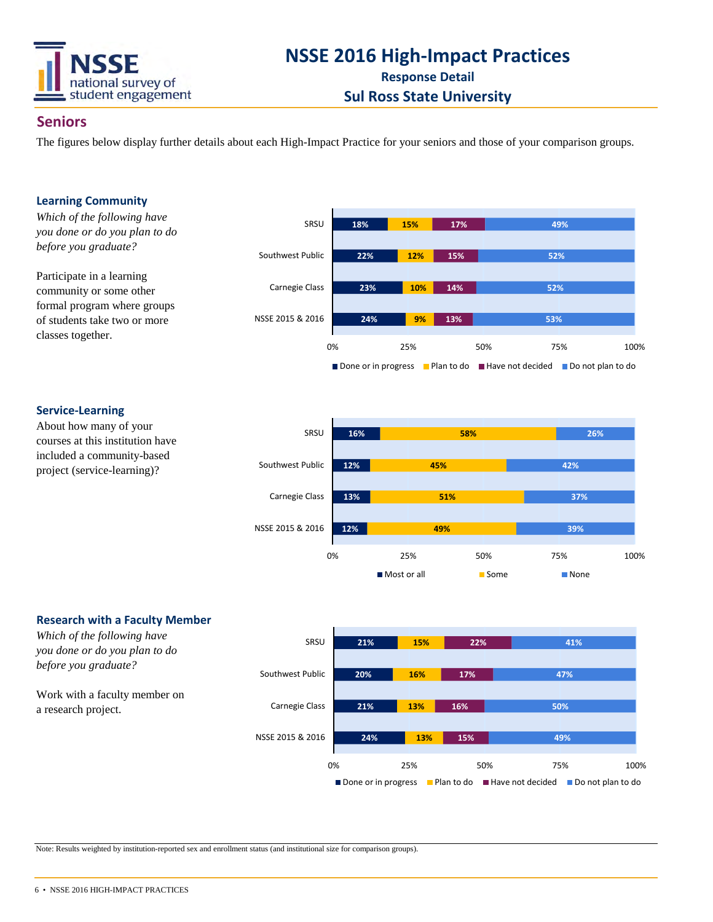# NSSE 2016 High-Impact Practices

**Response Detail**

**Sul Ross State University**

## Seniors

The figures below display further details about each High-Impact Practice for your seniors and those of your comparison groups.

### Learning Community

*Which of the following have you done or do you plan to do before you graduate?*

Participate in a learning community or some other formal program where groups of students take two or more classes together.

| | Done or in progress | Plan to do | Have not decided | Do not plan to do |
|---|---|---|---|---|
| SRSU | 18% | 15% | 17% | 49% |
| Southwest Public | 22% | 12% | 15% | 52% |
| Carnegie Class | 23% | 10% | 14% | 52% |
| NSSE 2015 & 2016 | 24% | 9% | 13% | 53% |

### Service-Learning

About how many of your courses at this institution have included a community-based project (service-learning)?

| | Most or all | Some | None |
|---|---|---|---|
| SRSU | 16% | 58% | 26% |
| Southwest Public | 12% | 45% | 42% |
| Carnegie Class | 13% | 51% | 37% |
| NSSE 2015 & 2016 | 12% | 49% | 39% |

### Research with a Faculty Member

*Which of the following have you done or do you plan to do before you graduate?*

Work with a faculty member on a research project.

| | Done or in progress | Plan to do | Have not decided | Do not plan to do |
|---|---|---|---|---|
| SRSU | 21% | 15% | 22% | 41% |
| Southwest Public | 20% | 16% | 17% | 47% |
| Carnegie Class | 21% | 13% | 16% | 50% |
| NSSE 2015 & 2016 | 24% | 13% | 15% | 49% |

Note: Results weighted by institution-reported sex and enrollment status (and institutional size for comparison groups).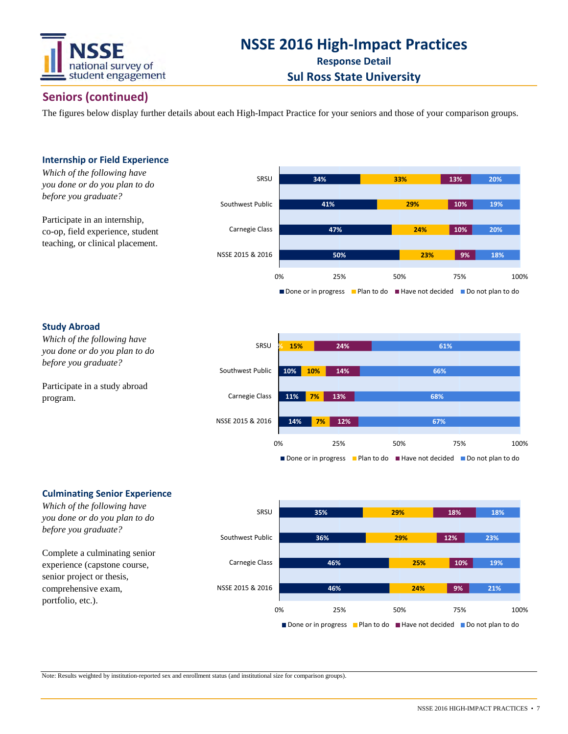# NSSE 2016 High-Impact Practices

**Response Detail**

**Sul Ross State University**

## Seniors (continued)

The figures below display further details about each High-Impact Practice for your seniors and those of your comparison groups.

### Internship or Field Experience

*Which of the following have you done or do you plan to do before you graduate?*

Participate in an internship, co-op, field experience, student teaching, or clinical placement.

| | Done or in progress | Plan to do | Have not decided | Do not plan to do |
|---|---|---|---|---|
| SRSU | 34% | 33% | 13% | 20% |
| Southwest Public | 41% | 29% | 10% | 19% |
| Carnegie Class | 47% | 24% | 10% | 20% |
| NSSE 2015 & 2016 | 50% | 23% | 9% | 18% |

### Study Abroad

*Which of the following have you done or do you plan to do before you graduate?*

Participate in a study abroad program.

| | Done or in progress | Plan to do | Have not decided | Do not plan to do |
|---|---|---|---|---|
| SRSU | % | 15% | 24% | 61% |
| Southwest Public | 10% | 10% | 14% | 66% |
| Carnegie Class | 11% | 7% | 13% | 68% |
| NSSE 2015 & 2016 | 14% | 7% | 12% | 67% |

### Culminating Senior Experience

*Which of the following have you done or do you plan to do before you graduate?*

Complete a culminating senior experience (capstone course, senior project or thesis, comprehensive exam, portfolio, etc.).

| | Done or in progress | Plan to do | Have not decided | Do not plan to do |
|---|---|---|---|---|
| SRSU | 35% | 29% | 18% | 18% |
| Southwest Public | 36% | 29% | 12% | 23% |
| Carnegie Class | 46% | 25% | 10% | 19% |
| NSSE 2015 & 2016 | 46% | 24% | 9% | 21% |

Note: Results weighted by institution-reported sex and enrollment status (and institutional size for comparison groups).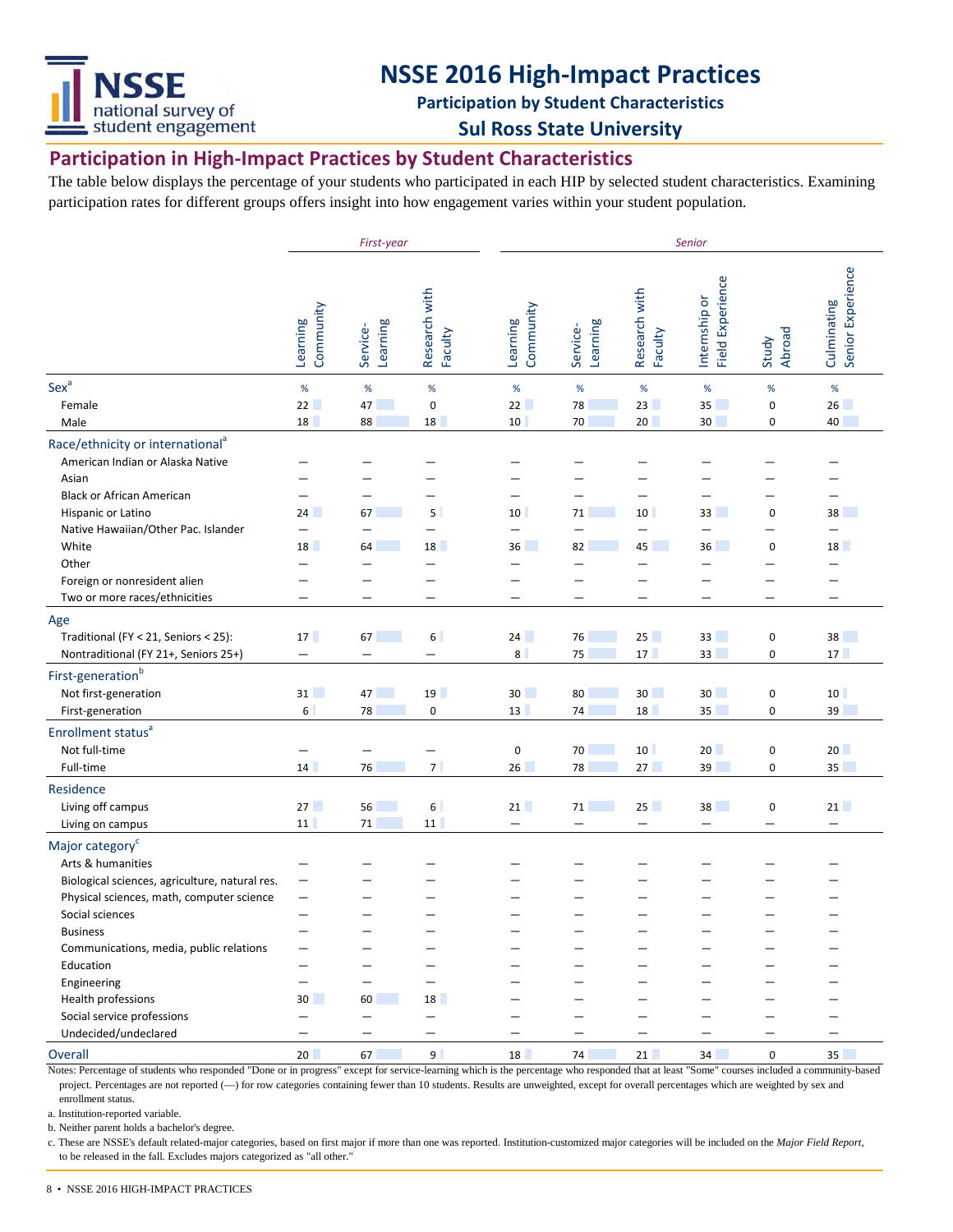# NSSE 2016 High-Impact Practices

**Participation by Student Characteristics**

**Sul Ross State University**

## Participation in High-Impact Practices by Student Characteristics

The table below displays the percentage of your students who participated in each HIP by selected student characteristics. Examining participation rates for different groups offers insight into how engagement varies within your student population.

| | *First-year* | | | *Senior* | | | | | |
|---|---|---|---|---|---|---|---|---|---|
| | Learning Community | Service-Learning | Research with Faculty | Learning Community | Service-Learning | Research with Faculty | Internship or Field Experience | Study Abroad | Culminating Senior Experience |
| **Sex[a]** | % | % | % | % | % | % | % | % | % |
| Female | 22 | 47 | 0 | 22 | 78 | 23 | 35 | 0 | 26 |
| Male | 18 | 88 | 18 | 10 | 70 | 20 | 30 | 0 | 40 |
| **Race/ethnicity or international[a]** | | | | | | | | | |
| American Indian or Alaska Native | — | — | — | — | — | — | — | — | — |
| Asian | — | — | — | — | — | — | — | — | — |
| Black or African American | — | — | — | — | — | — | — | — | — |
| Hispanic or Latino | 24 | 67 | 5 | 10 | 71 | 10 | 33 | 0 | 38 |
| Native Hawaiian/Other Pac. Islander | — | — | — | — | — | — | — | — | — |
| White | 18 | 64 | 18 | 36 | 82 | 45 | 36 | 0 | 18 |
| Other | — | — | — | — | — | — | — | — | — |
| Foreign or nonresident alien | — | — | — | — | — | — | — | — | — |
| Two or more races/ethnicities | — | — | — | — | — | — | — | — | — |
| **Age** | | | | | | | | | |
| Traditional (FY < 21, Seniors < 25): | 17 | 67 | 6 | 24 | 76 | 25 | 33 | 0 | 38 |
| Nontraditional (FY 21+, Seniors 25+) | — | — | — | 8 | 75 | 17 | 33 | 0 | 17 |
| **First-generation[b]** | | | | | | | | | |
| Not first-generation | 31 | 47 | 19 | 30 | 80 | 30 | 30 | 0 | 10 |
| First-generation | 6 | 78 | 0 | 13 | 74 | 18 | 35 | 0 | 39 |
| **Enrollment status[a]** | | | | | | | | | |
| Not full-time | — | — | — | 0 | 70 | 10 | 20 | 0 | 20 |
| Full-time | 14 | 76 | 7 | 26 | 78 | 27 | 39 | 0 | 35 |
| **Residence** | | | | | | | | | |
| Living off campus | 27 | 56 | 6 | 21 | 71 | 25 | 38 | 0 | 21 |
| Living on campus | 11 | 71 | 11 | — | — | — | — | — | — |
| **Major category[c]** | | | | | | | | | |
| Arts & humanities | — | — | — | — | — | — | — | — | — |
| Biological sciences, agriculture, natural res. | — | — | — | — | — | — | — | — | — |
| Physical sciences, math, computer science | — | — | — | — | — | — | — | — | — |
| Social sciences | — | — | — | — | — | — | — | — | — |
| Business | — | — | — | — | — | — | — | — | — |
| Communications, media, public relations | — | — | — | — | — | — | — | — | — |
| Education | — | — | — | — | — | — | — | — | — |
| Engineering | — | — | — | — | — | — | — | — | — |
| Health professions | 30 | 60 | 18 | — | — | — | — | — | — |
| Social service professions | — | — | — | — | — | — | — | — | — |
| Undecided/undeclared | — | — | — | — | — | — | — | — | — |
| **Overall** | 20 | 67 | 9 | 18 | 74 | 21 | 34 | 0 | 35 |

Notes: Percentage of students who responded "Done or in progress" except for service-learning which is the percentage who responded that at least "Some" courses included a community-based project. Percentages are not reported (—) for row categories containing fewer than 10 students. Results are unweighted, except for overall percentages which are weighted by sex and enrollment status.

a. Institution-reported variable.

b. Neither parent holds a bachelor's degree.

c. These are NSSE's default related-major categories, based on first major if more than one was reported. Institution-customized major categories will be included on the *Major Field Report*, to be released in the fall. Excludes majors categorized as "all other."